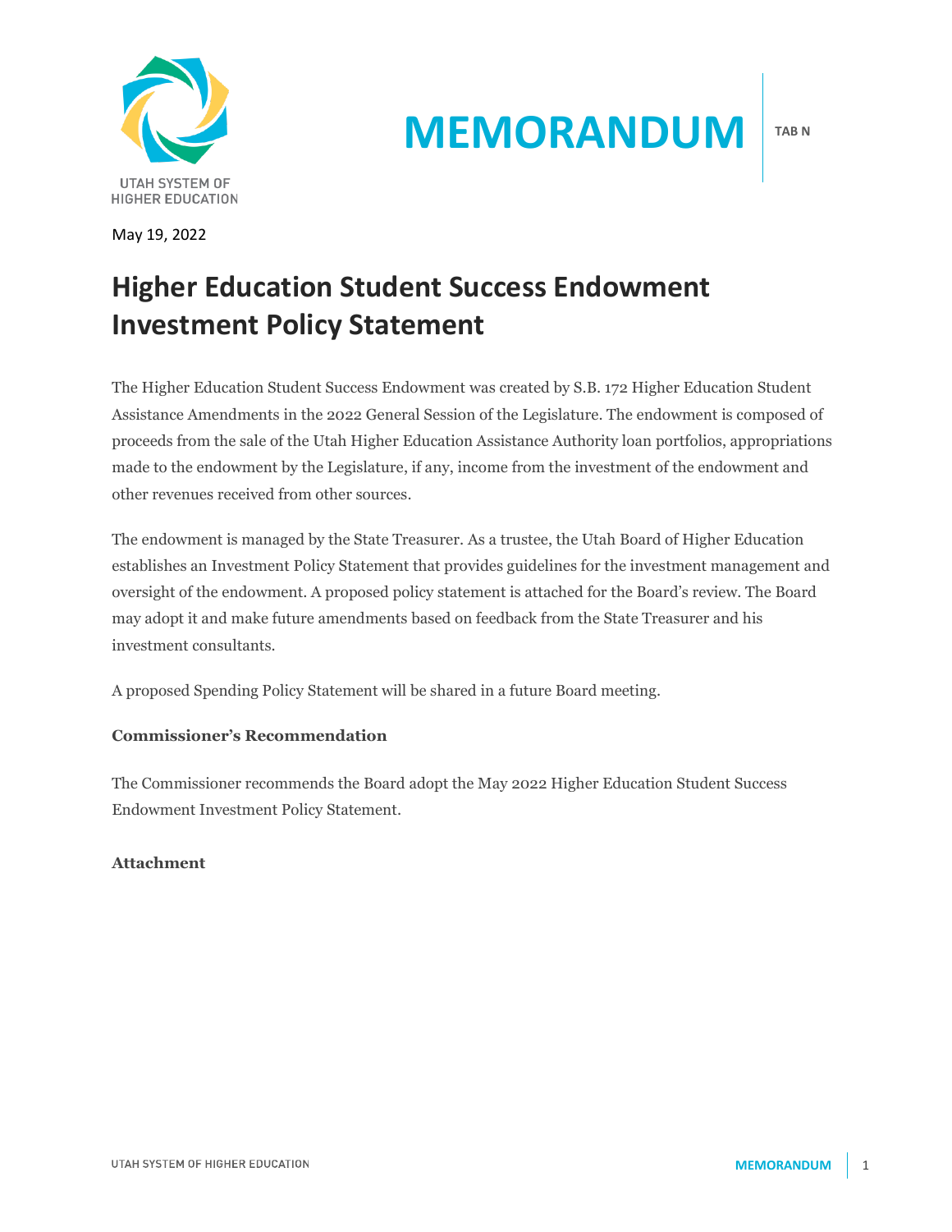# MEMORANDUM

TAB N

May 19, 2022

## Higher Education Student Success Endowment Investment Policy Statement

The Higher Education Student Success Endowment was created by S.B. 172 Higher Education Student Assistance Amendments in the 2022 General Session of the Legislature. The endowment is composed of proceeds from the sale of the Utah Higher Education Assistance Authority loan portfolios, appropriations made to the endowment by the Legislature, if any, income from the investment of the endowment and other revenues received from other sources.

The endowment is managed by the State Treasurer. As a trustee, the Utah Board of Higher Education establishes an Investment Policy Statement that provides guidelines for the investment management and oversight of the endowment. A proposed policy statement is attached for the Board's review. The Board may adopt it and make future amendments based on feedback from the State Treasurer and his investment consultants.

A proposed Spending Policy Statement will be shared in a future Board meeting.

**Commissioner's Recommendation**

The Commissioner recommends the Board adopt the May 2022 Higher Education Student Success Endowment Investment Policy Statement.

**Attachment**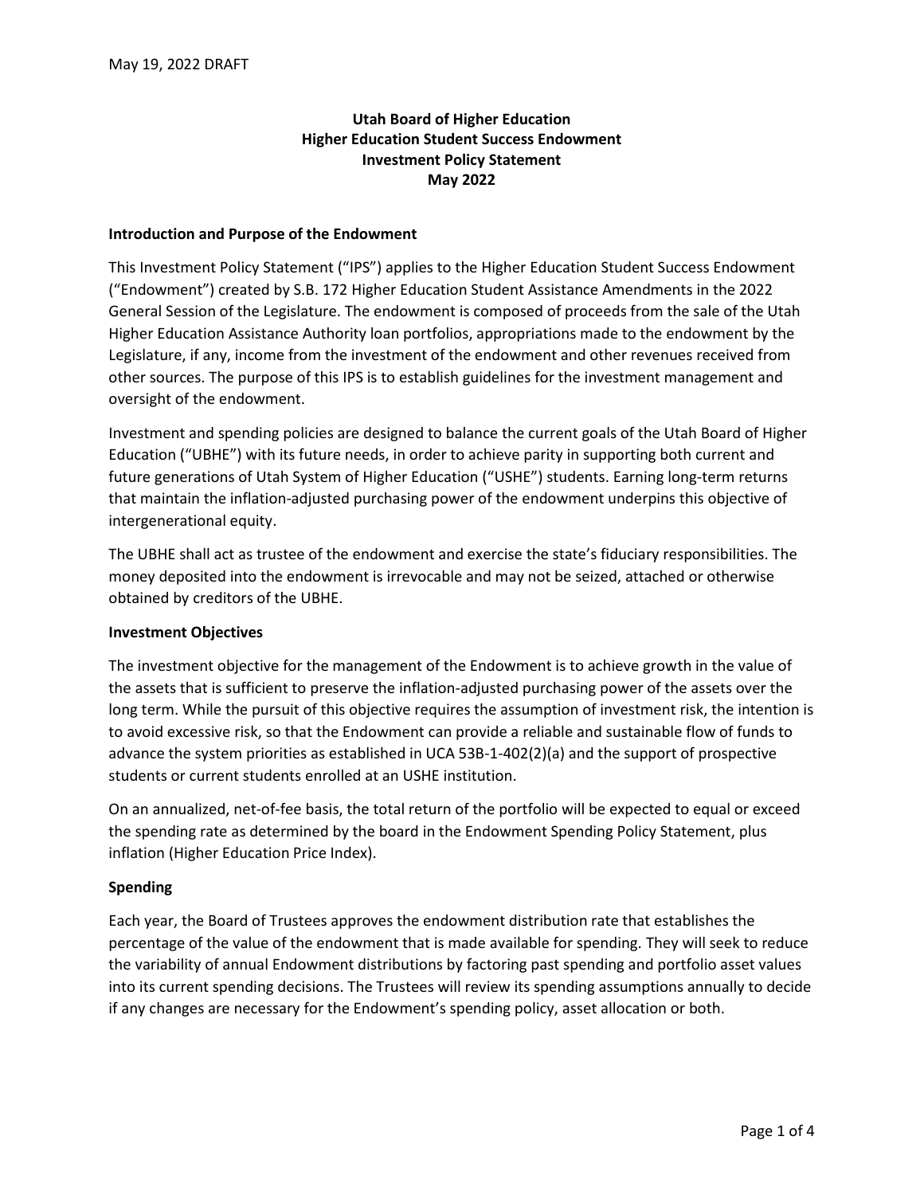May 19, 2022 DRAFT

**Utah Board of Higher Education**
**Higher Education Student Success Endowment**
**Investment Policy Statement**
**May 2022**

## Introduction and Purpose of the Endowment

This Investment Policy Statement ("IPS") applies to the Higher Education Student Success Endowment ("Endowment") created by S.B. 172 Higher Education Student Assistance Amendments in the 2022 General Session of the Legislature. The endowment is composed of proceeds from the sale of the Utah Higher Education Assistance Authority loan portfolios, appropriations made to the endowment by the Legislature, if any, income from the investment of the endowment and other revenues received from other sources. The purpose of this IPS is to establish guidelines for the investment management and oversight of the endowment.

Investment and spending policies are designed to balance the current goals of the Utah Board of Higher Education ("UBHE") with its future needs, in order to achieve parity in supporting both current and future generations of Utah System of Higher Education ("USHE") students. Earning long-term returns that maintain the inflation-adjusted purchasing power of the endowment underpins this objective of intergenerational equity.

The UBHE shall act as trustee of the endowment and exercise the state's fiduciary responsibilities. The money deposited into the endowment is irrevocable and may not be seized, attached or otherwise obtained by creditors of the UBHE.

## Investment Objectives

The investment objective for the management of the Endowment is to achieve growth in the value of the assets that is sufficient to preserve the inflation-adjusted purchasing power of the assets over the long term. While the pursuit of this objective requires the assumption of investment risk, the intention is to avoid excessive risk, so that the Endowment can provide a reliable and sustainable flow of funds to advance the system priorities as established in UCA 53B-1-402(2)(a) and the support of prospective students or current students enrolled at an USHE institution.

On an annualized, net-of-fee basis, the total return of the portfolio will be expected to equal or exceed the spending rate as determined by the board in the Endowment Spending Policy Statement, plus inflation (Higher Education Price Index).

## Spending

Each year, the Board of Trustees approves the endowment distribution rate that establishes the percentage of the value of the endowment that is made available for spending. They will seek to reduce the variability of annual Endowment distributions by factoring past spending and portfolio asset values into its current spending decisions. The Trustees will review its spending assumptions annually to decide if any changes are necessary for the Endowment's spending policy, asset allocation or both.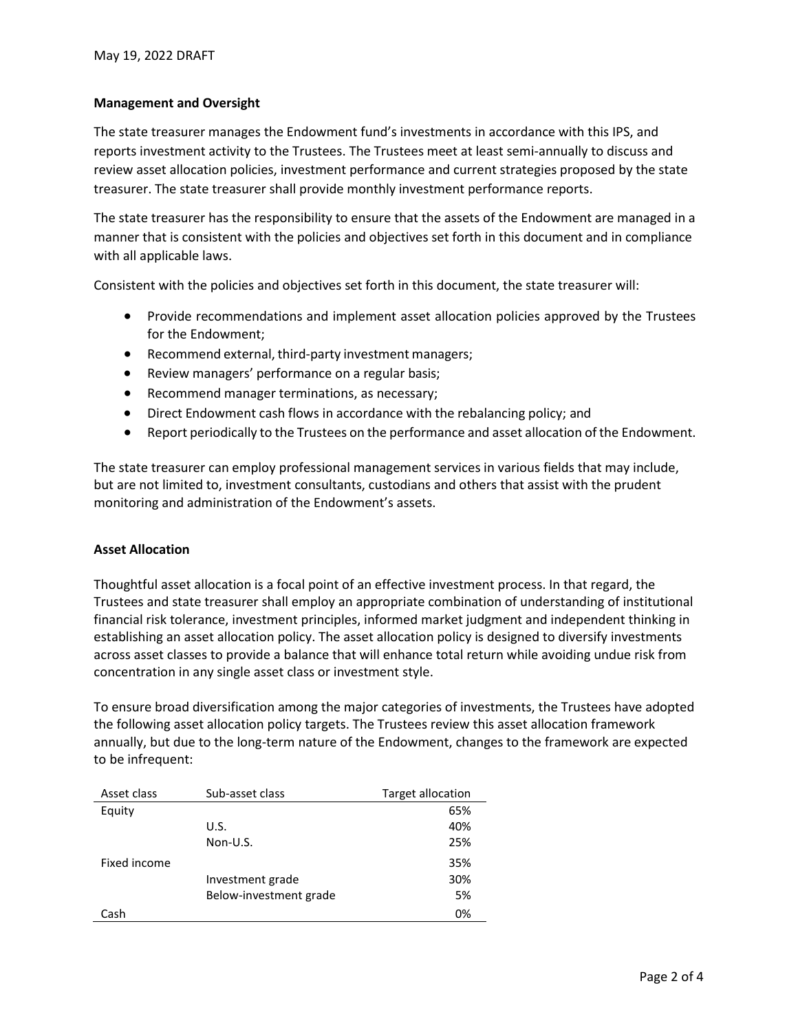May 19, 2022 DRAFT

**Management and Oversight**

The state treasurer manages the Endowment fund's investments in accordance with this IPS, and reports investment activity to the Trustees. The Trustees meet at least semi-annually to discuss and review asset allocation policies, investment performance and current strategies proposed by the state treasurer. The state treasurer shall provide monthly investment performance reports.

The state treasurer has the responsibility to ensure that the assets of the Endowment are managed in a manner that is consistent with the policies and objectives set forth in this document and in compliance with all applicable laws.

Consistent with the policies and objectives set forth in this document, the state treasurer will:

- Provide recommendations and implement asset allocation policies approved by the Trustees for the Endowment;
- Recommend external, third-party investment managers;
- Review managers' performance on a regular basis;
- Recommend manager terminations, as necessary;
- Direct Endowment cash flows in accordance with the rebalancing policy; and
- Report periodically to the Trustees on the performance and asset allocation of the Endowment.

The state treasurer can employ professional management services in various fields that may include, but are not limited to, investment consultants, custodians and others that assist with the prudent monitoring and administration of the Endowment's assets.

**Asset Allocation**

Thoughtful asset allocation is a focal point of an effective investment process. In that regard, the Trustees and state treasurer shall employ an appropriate combination of understanding of institutional financial risk tolerance, investment principles, informed market judgment and independent thinking in establishing an asset allocation policy. The asset allocation policy is designed to diversify investments across asset classes to provide a balance that will enhance total return while avoiding undue risk from concentration in any single asset class or investment style.

To ensure broad diversification among the major categories of investments, the Trustees have adopted the following asset allocation policy targets. The Trustees review this asset allocation framework annually, but due to the long-term nature of the Endowment, changes to the framework are expected to be infrequent:

| Asset class | Sub-asset class | Target allocation |
|---|---|---|
| Equity | | 65% |
| | U.S. | 40% |
| | Non-U.S. | 25% |
| Fixed income | | 35% |
| | Investment grade | 30% |
| | Below-investment grade | 5% |
| Cash | | 0% |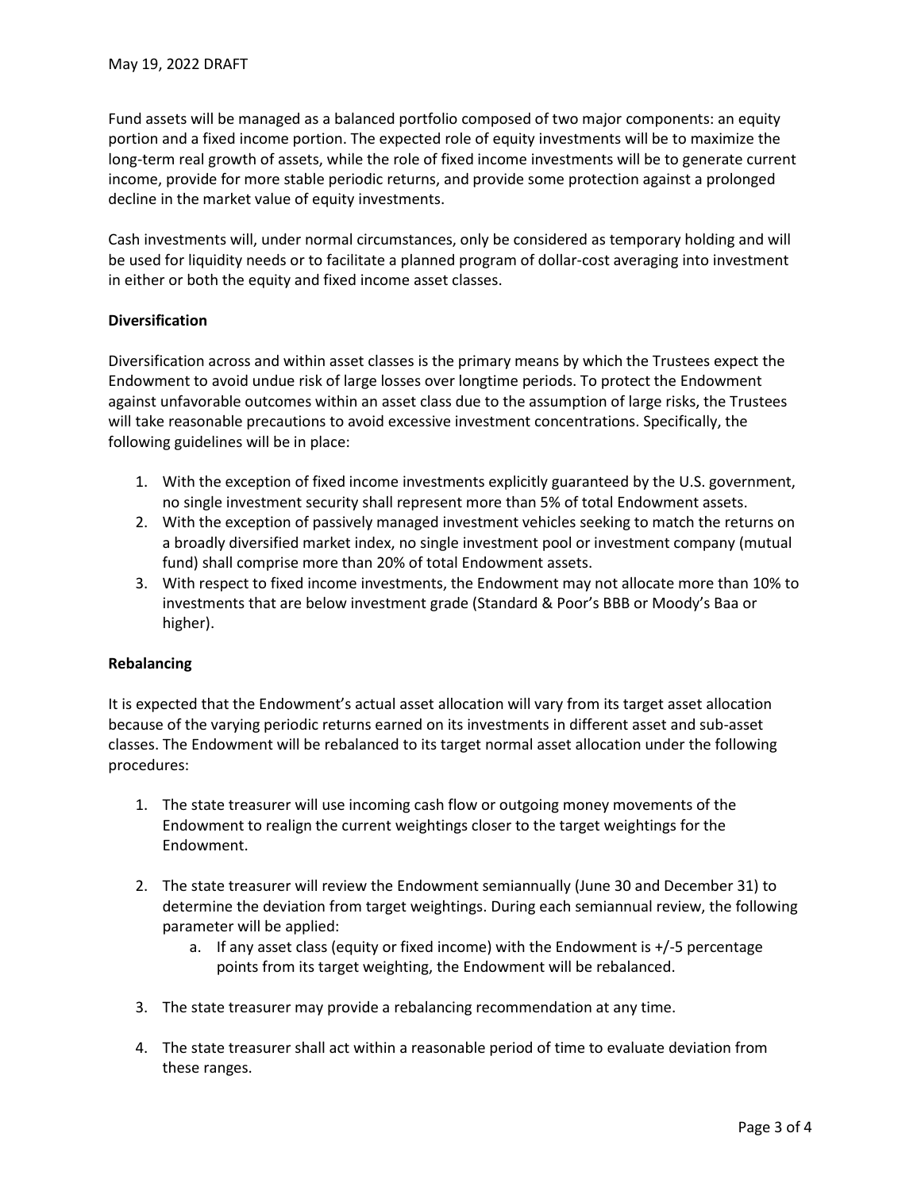Fund assets will be managed as a balanced portfolio composed of two major components: an equity portion and a fixed income portion. The expected role of equity investments will be to maximize the long-term real growth of assets, while the role of fixed income investments will be to generate current income, provide for more stable periodic returns, and provide some protection against a prolonged decline in the market value of equity investments.

Cash investments will, under normal circumstances, only be considered as temporary holding and will be used for liquidity needs or to facilitate a planned program of dollar-cost averaging into investment in either or both the equity and fixed income asset classes.

**Diversification**

Diversification across and within asset classes is the primary means by which the Trustees expect the Endowment to avoid undue risk of large losses over longtime periods. To protect the Endowment against unfavorable outcomes within an asset class due to the assumption of large risks, the Trustees will take reasonable precautions to avoid excessive investment concentrations. Specifically, the following guidelines will be in place:

1. With the exception of fixed income investments explicitly guaranteed by the U.S. government, no single investment security shall represent more than 5% of total Endowment assets.
2. With the exception of passively managed investment vehicles seeking to match the returns on a broadly diversified market index, no single investment pool or investment company (mutual fund) shall comprise more than 20% of total Endowment assets.
3. With respect to fixed income investments, the Endowment may not allocate more than 10% to investments that are below investment grade (Standard & Poor's BBB or Moody's Baa or higher).

**Rebalancing**

It is expected that the Endowment's actual asset allocation will vary from its target asset allocation because of the varying periodic returns earned on its investments in different asset and sub-asset classes. The Endowment will be rebalanced to its target normal asset allocation under the following procedures:

1. The state treasurer will use incoming cash flow or outgoing money movements of the Endowment to realign the current weightings closer to the target weightings for the Endowment.

2. The state treasurer will review the Endowment semiannually (June 30 and December 31) to determine the deviation from target weightings. During each semiannual review, the following parameter will be applied:
    a. If any asset class (equity or fixed income) with the Endowment is +/-5 percentage points from its target weighting, the Endowment will be rebalanced.

3. The state treasurer may provide a rebalancing recommendation at any time.

4. The state treasurer shall act within a reasonable period of time to evaluate deviation from these ranges.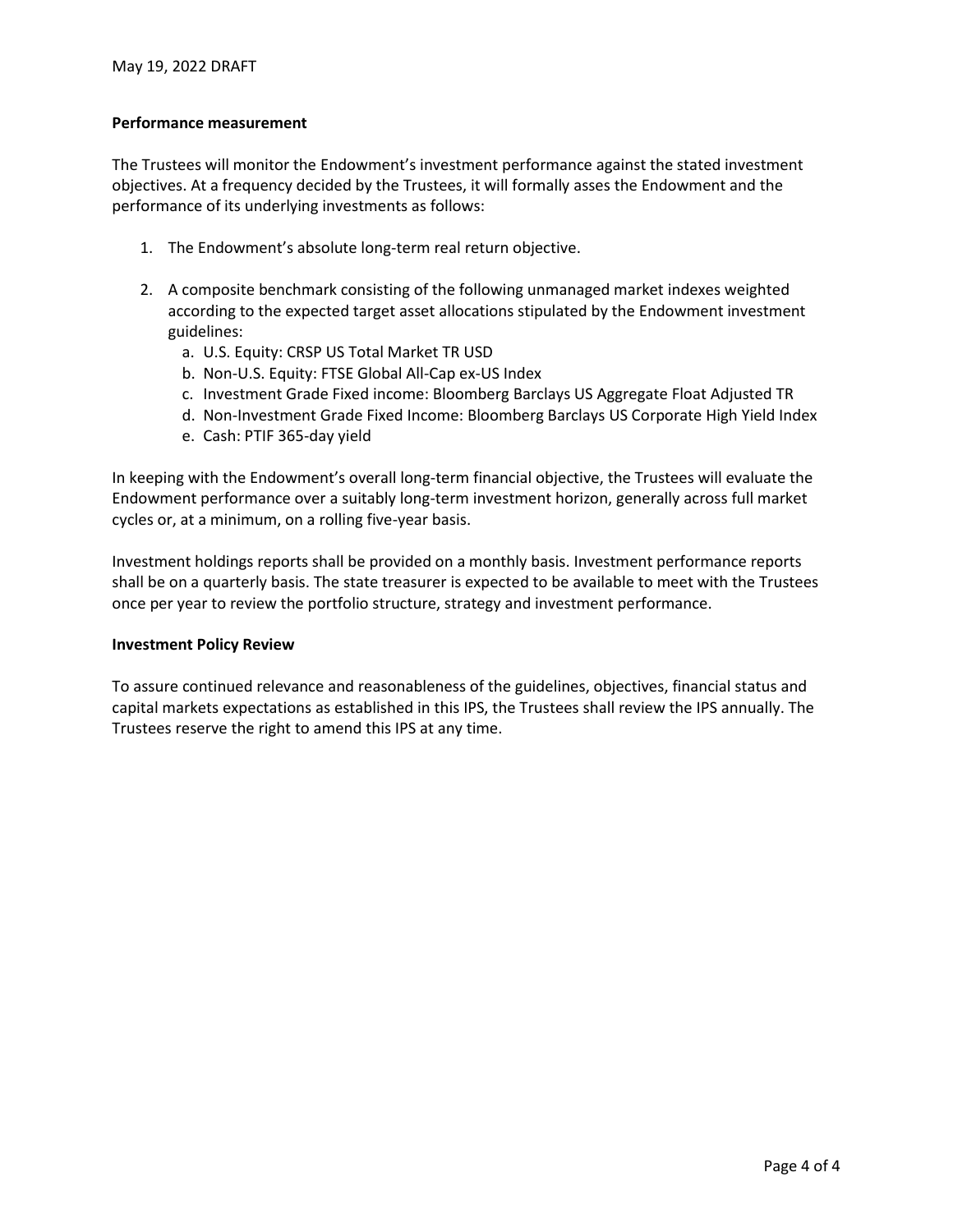**Performance measurement**

The Trustees will monitor the Endowment's investment performance against the stated investment objectives. At a frequency decided by the Trustees, it will formally asses the Endowment and the performance of its underlying investments as follows:

1. The Endowment's absolute long-term real return objective.

2. A composite benchmark consisting of the following unmanaged market indexes weighted according to the expected target asset allocations stipulated by the Endowment investment guidelines:
   a. U.S. Equity: CRSP US Total Market TR USD
   b. Non-U.S. Equity: FTSE Global All-Cap ex-US Index
   c. Investment Grade Fixed income: Bloomberg Barclays US Aggregate Float Adjusted TR
   d. Non-Investment Grade Fixed Income: Bloomberg Barclays US Corporate High Yield Index
   e. Cash: PTIF 365-day yield

In keeping with the Endowment's overall long-term financial objective, the Trustees will evaluate the Endowment performance over a suitably long-term investment horizon, generally across full market cycles or, at a minimum, on a rolling five-year basis.

Investment holdings reports shall be provided on a monthly basis. Investment performance reports shall be on a quarterly basis. The state treasurer is expected to be available to meet with the Trustees once per year to review the portfolio structure, strategy and investment performance.

**Investment Policy Review**

To assure continued relevance and reasonableness of the guidelines, objectives, financial status and capital markets expectations as established in this IPS, the Trustees shall review the IPS annually. The Trustees reserve the right to amend this IPS at any time.